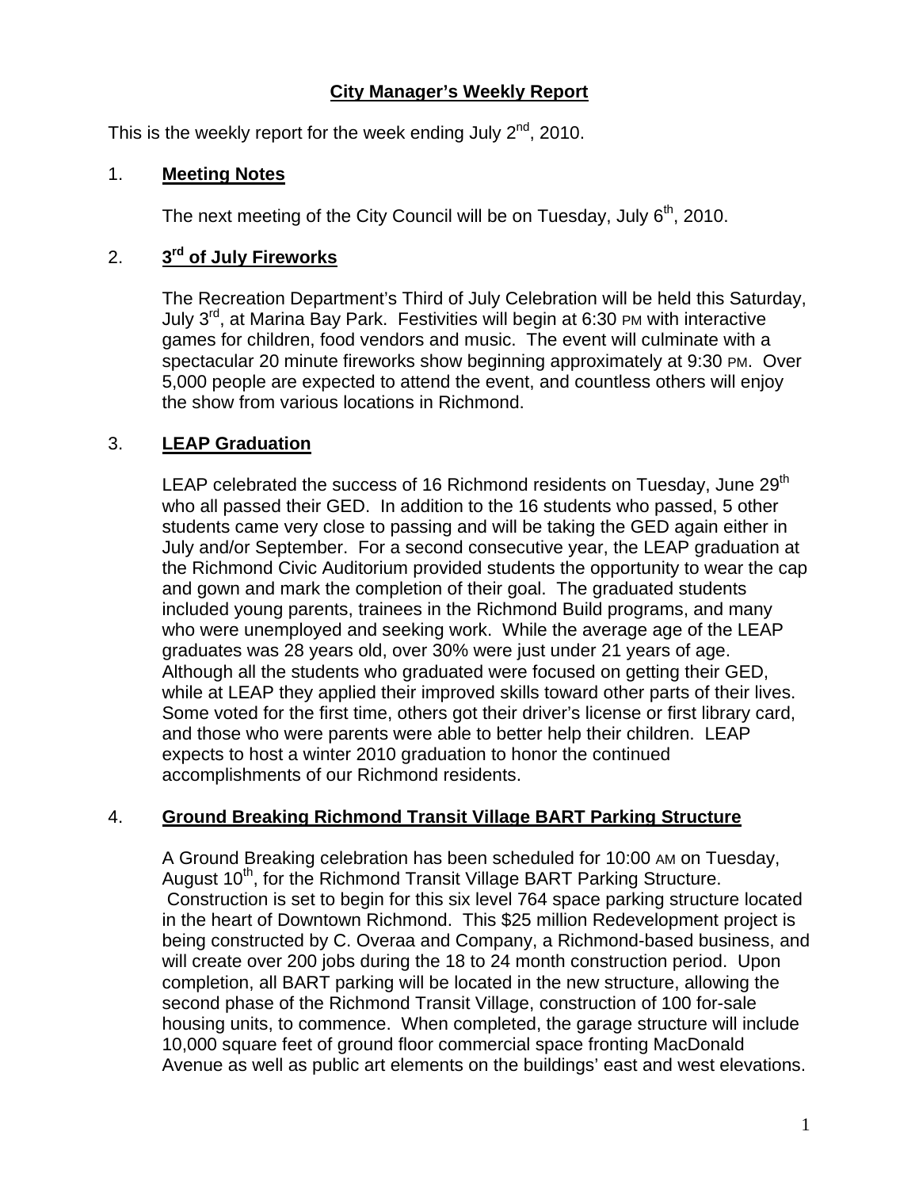# City Manager's Weekly Report

This is the weekly report for the week ending July 2nd, 2010.

## 1. Meeting Notes

The next meeting of the City Council will be on Tuesday, July 6th, 2010.

## 2. 3rd of July Fireworks

The Recreation Department's Third of July Celebration will be held this Saturday, July 3rd, at Marina Bay Park. Festivities will begin at 6:30 PM with interactive games for children, food vendors and music. The event will culminate with a spectacular 20 minute fireworks show beginning approximately at 9:30 PM. Over 5,000 people are expected to attend the event, and countless others will enjoy the show from various locations in Richmond.

## 3. LEAP Graduation

LEAP celebrated the success of 16 Richmond residents on Tuesday, June 29th who all passed their GED. In addition to the 16 students who passed, 5 other students came very close to passing and will be taking the GED again either in July and/or September. For a second consecutive year, the LEAP graduation at the Richmond Civic Auditorium provided students the opportunity to wear the cap and gown and mark the completion of their goal. The graduated students included young parents, trainees in the Richmond Build programs, and many who were unemployed and seeking work. While the average age of the LEAP graduates was 28 years old, over 30% were just under 21 years of age. Although all the students who graduated were focused on getting their GED, while at LEAP they applied their improved skills toward other parts of their lives. Some voted for the first time, others got their driver's license or first library card, and those who were parents were able to better help their children. LEAP expects to host a winter 2010 graduation to honor the continued accomplishments of our Richmond residents.

## 4. Ground Breaking Richmond Transit Village BART Parking Structure

A Ground Breaking celebration has been scheduled for 10:00 AM on Tuesday, August 10th, for the Richmond Transit Village BART Parking Structure. Construction is set to begin for this six level 764 space parking structure located in the heart of Downtown Richmond. This $25 million Redevelopment project is being constructed by C. Overaa and Company, a Richmond-based business, and will create over 200 jobs during the 18 to 24 month construction period. Upon completion, all BART parking will be located in the new structure, allowing the second phase of the Richmond Transit Village, construction of 100 for-sale housing units, to commence. When completed, the garage structure will include 10,000 square feet of ground floor commercial space fronting MacDonald Avenue as well as public art elements on the buildings' east and west elevations.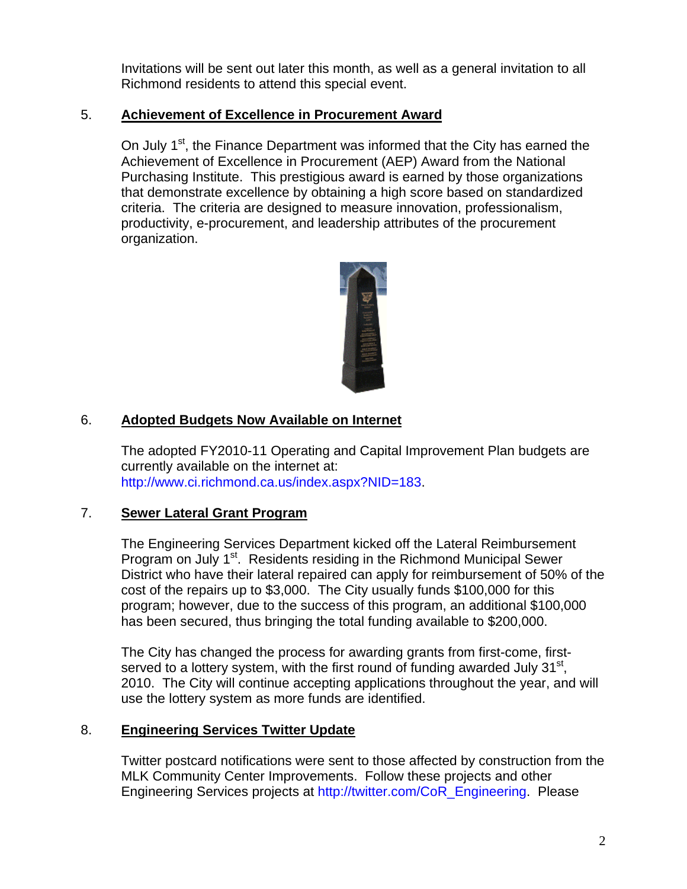Invitations will be sent out later this month, as well as a general invitation to all Richmond residents to attend this special event.

5. **Achievement of Excellence in Procurement Award**

On July 1st, the Finance Department was informed that the City has earned the Achievement of Excellence in Procurement (AEP) Award from the National Purchasing Institute. This prestigious award is earned by those organizations that demonstrate excellence by obtaining a high score based on standardized criteria. The criteria are designed to measure innovation, professionalism, productivity, e-procurement, and leadership attributes of the procurement organization.

6. **Adopted Budgets Now Available on Internet**

The adopted FY2010-11 Operating and Capital Improvement Plan budgets are currently available on the internet at: http://www.ci.richmond.ca.us/index.aspx?NID=183.

7. **Sewer Lateral Grant Program**

The Engineering Services Department kicked off the Lateral Reimbursement Program on July 1st. Residents residing in the Richmond Municipal Sewer District who have their lateral repaired can apply for reimbursement of 50% of the cost of the repairs up to $3,000. The City usually funds $100,000 for this program; however, due to the success of this program, an additional $100,000 has been secured, thus bringing the total funding available to $200,000.

The City has changed the process for awarding grants from first-come, first-served to a lottery system, with the first round of funding awarded July 31st, 2010. The City will continue accepting applications throughout the year, and will use the lottery system as more funds are identified.

8. **Engineering Services Twitter Update**

Twitter postcard notifications were sent to those affected by construction from the MLK Community Center Improvements. Follow these projects and other Engineering Services projects at http://twitter.com/CoR_Engineering. Please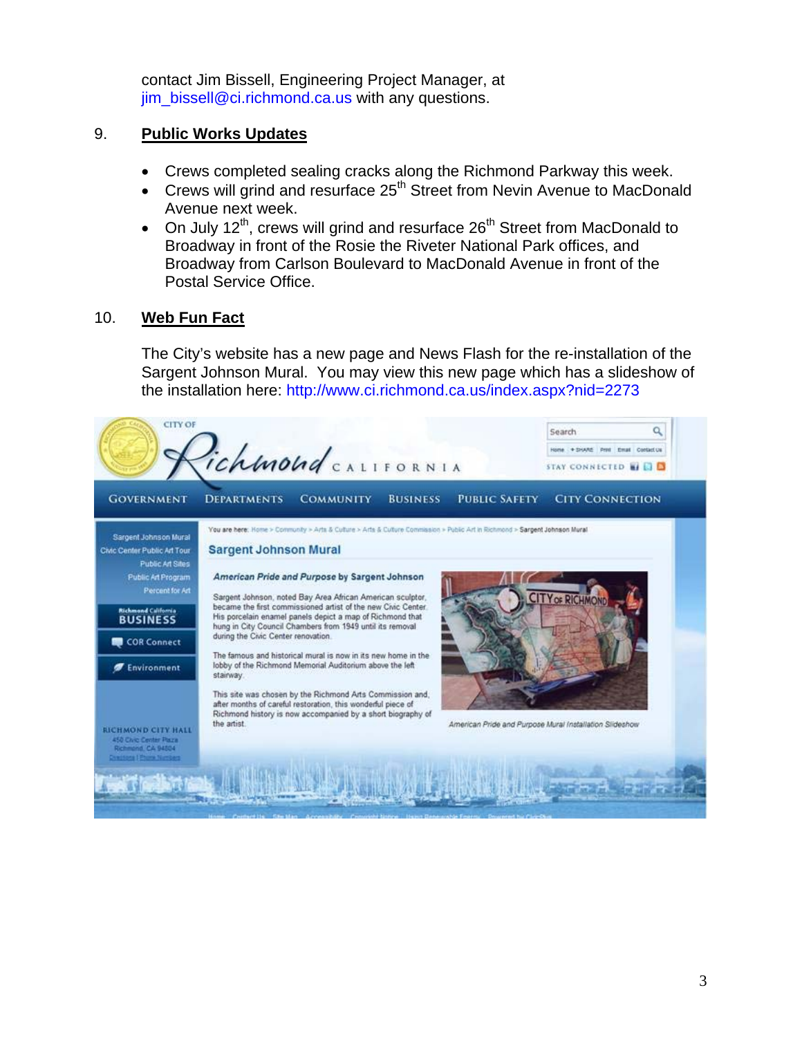contact Jim Bissell, Engineering Project Manager, at jim_bissell@ci.richmond.ca.us with any questions.

## 9. Public Works Updates

- Crews completed sealing cracks along the Richmond Parkway this week.
- Crews will grind and resurface 25th Street from Nevin Avenue to MacDonald Avenue next week.
- On July 12th, crews will grind and resurface 26th Street from MacDonald to Broadway in front of the Rosie the Riveter National Park offices, and Broadway from Carlson Boulevard to MacDonald Avenue in front of the Postal Service Office.

## 10. Web Fun Fact

The City's website has a new page and News Flash for the re-installation of the Sargent Johnson Mural. You may view this new page which has a slideshow of the installation here: http://www.ci.richmond.ca.us/index.aspx?nid=2273